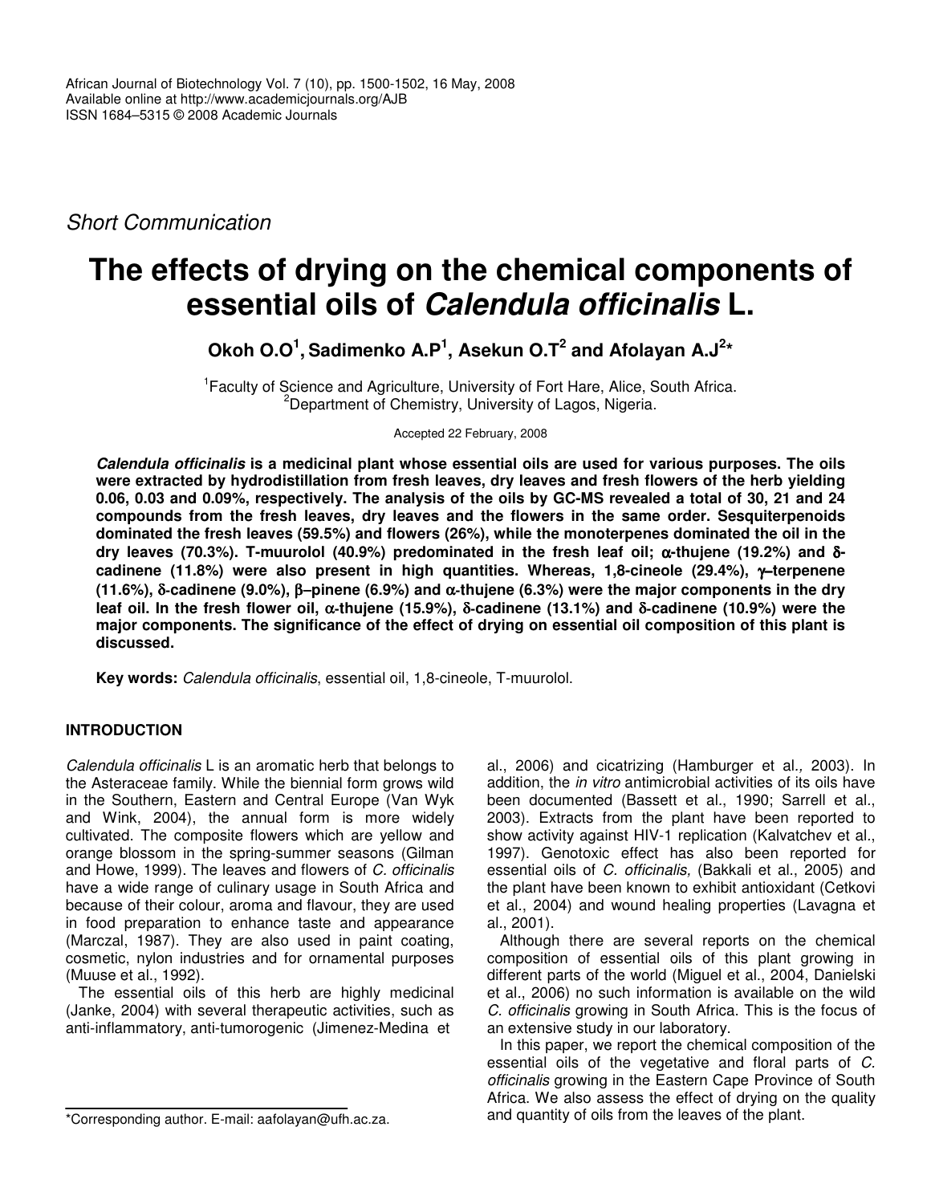*Short Communication*

# The effects of drying on the chemical components of essential oils of *Calendula officinalis* L.

**Okoh O.O[1], Sadimenko A.P[1], Asekun O.T[2] and Afolayan A.J[2]***

[1]Faculty of Science and Agriculture, University of Fort Hare, Alice, South Africa.
[2]Department of Chemistry, University of Lagos, Nigeria.

Accepted 22 February, 2008

***Calendula officinalis*** **is a medicinal plant whose essential oils are used for various purposes. The oils were extracted by hydrodistillation from fresh leaves, dry leaves and fresh flowers of the herb yielding 0.06, 0.03 and 0.09%, respectively. The analysis of the oils by GC-MS revealed a total of 30, 21 and 24 compounds from the fresh leaves, dry leaves and the flowers in the same order. Sesquiterpenoids dominated the fresh leaves (59.5%) and flowers (26%), while the monoterpenes dominated the oil in the dry leaves (70.3%). T-muurolol (40.9%) predominated in the fresh leaf oil; α-thujene (19.2%) and δ-cadinene (11.8%) were also present in high quantities. Whereas, 1,8-cineole (29.4%), γ–terpenene (11.6%), δ-cadinene (9.0%), β–pinene (6.9%) and α-thujene (6.3%) were the major components in the dry leaf oil. In the fresh flower oil, α-thujene (15.9%), δ-cadinene (13.1%) and δ-cadinene (10.9%) were the major components. The significance of the effect of drying on essential oil composition of this plant is discussed.**

**Key words:** *Calendula officinalis*, essential oil, 1,8-cineole, T-muurolol.

## INTRODUCTION

*Calendula officinalis* L is an aromatic herb that belongs to the Asteraceae family. While the biennial form grows wild in the Southern, Eastern and Central Europe (Van Wyk and Wink, 2004), the annual form is more widely cultivated. The composite flowers which are yellow and orange blossom in the spring-summer seasons (Gilman and Howe, 1999). The leaves and flowers of *C. officinalis* have a wide range of culinary usage in South Africa and because of their colour, aroma and flavour, they are used in food preparation to enhance taste and appearance (Marczal, 1987). They are also used in paint coating, cosmetic, nylon industries and for ornamental purposes (Muuse et al., 1992).

The essential oils of this herb are highly medicinal (Janke, 2004) with several therapeutic activities, such as anti-inflammatory, anti-tumorogenic (Jimenez-Medina et al., 2006) and cicatrizing (Hamburger et al*.,* 2003). In addition, the *in vitro* antimicrobial activities of its oils have been documented (Bassett et al., 1990; Sarrell et al., 2003). Extracts from the plant have been reported to show activity against HIV-1 replication (Kalvatchev et al., 1997). Genotoxic effect has also been reported for essential oils of *C. officinalis,* (Bakkali et al., 2005) and the plant have been known to exhibit antioxidant (Cetkovi et al., 2004) and wound healing properties (Lavagna et al., 2001).

Although there are several reports on the chemical composition of essential oils of this plant growing in different parts of the world (Miguel et al., 2004, Danielski et al., 2006) no such information is available on the wild *C. officinalis* growing in South Africa. This is the focus of an extensive study in our laboratory.

In this paper, we report the chemical composition of the essential oils of the vegetative and floral parts of *C. officinalis* growing in the Eastern Cape Province of South Africa. We also assess the effect of drying on the quality and quantity of oils from the leaves of the plant.

*Corresponding author. E-mail: aafolayan@ufh.ac.za.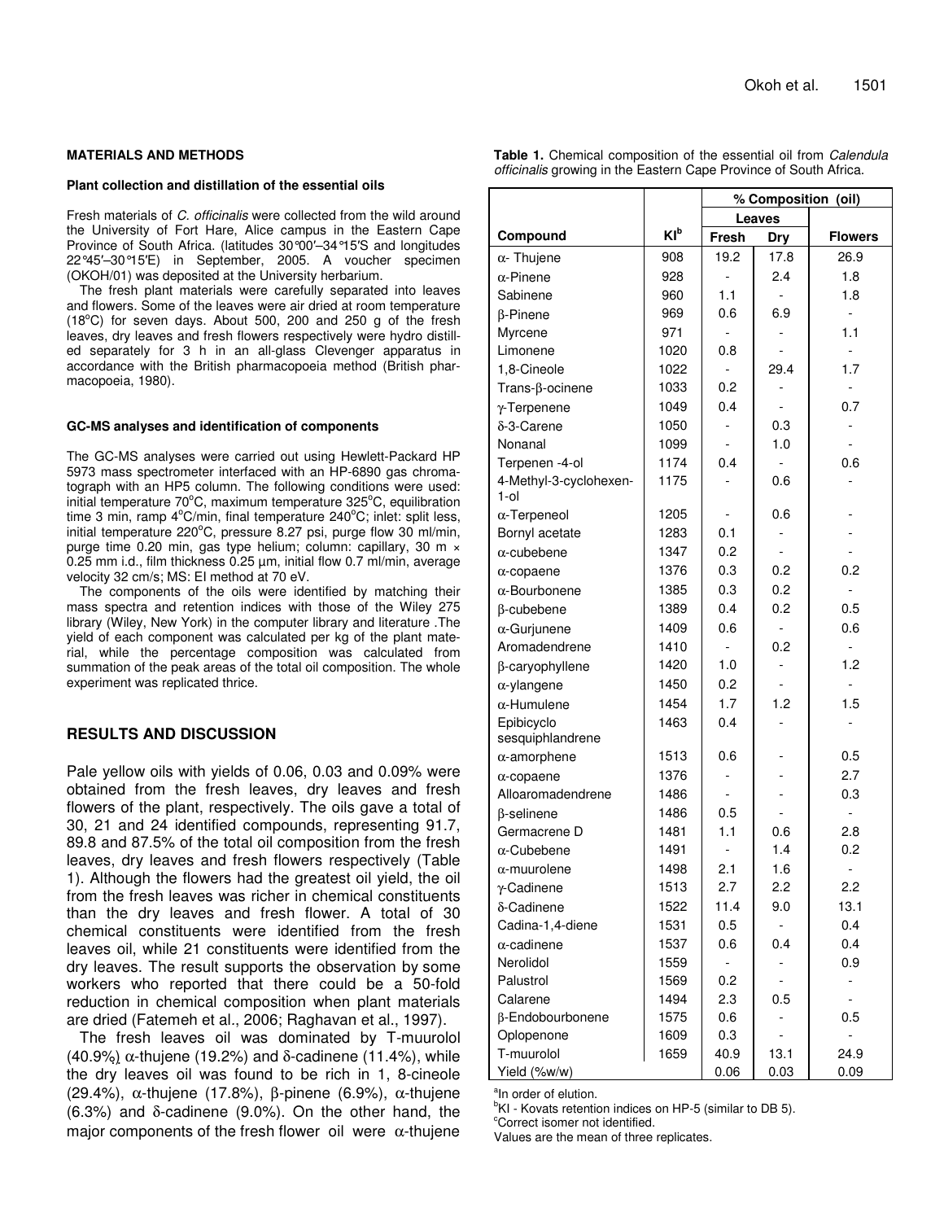## MATERIALS AND METHODS

### Plant collection and distillation of the essential oils

Fresh materials of *C. officinalis* were collected from the wild around the University of Fort Hare, Alice campus in the Eastern Cape Province of South Africa. (latitudes 30°00′–34°15′S and longitudes 22°45′–30°15′E) in September, 2005. A voucher specimen (OKOH/01) was deposited at the University herbarium.

The fresh plant materials were carefully separated into leaves and flowers. Some of the leaves were air dried at room temperature (18°C) for seven days. About 500, 200 and 250 g of the fresh leaves, dry leaves and fresh flowers respectively were hydro distilled separately for 3 h in an all-glass Clevenger apparatus in accordance with the British pharmacopoeia method (British pharmacopoeia, 1980).

### GC-MS analyses and identification of components

The GC-MS analyses were carried out using Hewlett-Packard HP 5973 mass spectrometer interfaced with an HP-6890 gas chromatograph with an HP5 column. The following conditions were used: initial temperature 70°C, maximum temperature 325°C, equilibration time 3 min, ramp 4°C/min, final temperature 240°C; inlet: split less, initial temperature 220°C, pressure 8.27 psi, purge flow 30 ml/min, purge time 0.20 min, gas type helium; column: capillary, 30 m × 0.25 mm i.d., film thickness 0.25 µm, initial flow 0.7 ml/min, average velocity 32 cm/s; MS: EI method at 70 eV.

The components of the oils were identified by matching their mass spectra and retention indices with those of the Wiley 275 library (Wiley, New York) in the computer library and literature .The yield of each component was calculated per kg of the plant material, while the percentage composition was calculated from summation of the peak areas of the total oil composition. The whole experiment was replicated thrice.

## RESULTS AND DISCUSSION

Pale yellow oils with yields of 0.06, 0.03 and 0.09% were obtained from the fresh leaves, dry leaves and fresh flowers of the plant, respectively. The oils gave a total of 30, 21 and 24 identified compounds, representing 91.7, 89.8 and 87.5% of the total oil composition from the fresh leaves, dry leaves and fresh flowers respectively (Table 1). Although the flowers had the greatest oil yield, the oil from the fresh leaves was richer in chemical constituents than the dry leaves and fresh flower. A total of 30 chemical constituents were identified from the fresh leaves oil, while 21 constituents were identified from the dry leaves. The result supports the observation by some workers who reported that there could be a 50-fold reduction in chemical composition when plant materials are dried (Fatemeh et al., 2006; Raghavan et al., 1997).

The fresh leaves oil was dominated by T-muurolol (40.9%), α-thujene (19.2%) and δ-cadinene (11.4%), while the dry leaves oil was found to be rich in 1, 8-cineole (29.4%), α-thujene (17.8%), β-pinene (6.9%), α-thujene (6.3%) and δ-cadinene (9.0%). On the other hand, the major components of the fresh flower oil were α-thujene

**Table 1.** Chemical composition of the essential oil from *Calendula officinalis* growing in the Eastern Cape Province of South Africa.

| | | % Composition (oil) | | |
|---|---|---|---|---|
| | | Leaves | | |
| Compound | KI[b] | Fresh | Dry | Flowers |
| α- Thujene | 908 | 19.2 | 17.8 | 26.9 |
| α-Pinene | 928 | - | 2.4 | 1.8 |
| Sabinene | 960 | 1.1 | - | 1.8 |
| β-Pinene | 969 | 0.6 | 6.9 | - |
| Myrcene | 971 | - | - | 1.1 |
| Limonene | 1020 | 0.8 | - | - |
| 1,8-Cineole | 1022 | - | 29.4 | 1.7 |
| Trans-β-ocinene | 1033 | 0.2 | - | - |
| γ-Terpenene | 1049 | 0.4 | - | 0.7 |
| δ-3-Carene | 1050 | - | 0.3 | - |
| Nonanal | 1099 | - | 1.0 | - |
| Terpenen -4-ol | 1174 | 0.4 | - | 0.6 |
| 4-Methyl-3-cyclohexen-1-ol | 1175 | - | 0.6 | - |
| α-Terpeneol | 1205 | - | 0.6 | - |
| Bornyl acetate | 1283 | 0.1 | - | - |
| α-cubebene | 1347 | 0.2 | - | - |
| α-copaene | 1376 | 0.3 | 0.2 | 0.2 |
| α-Bourbonene | 1385 | 0.3 | 0.2 | - |
| β-cubebene | 1389 | 0.4 | 0.2 | 0.5 |
| α-Gurjunene | 1409 | 0.6 | - | 0.6 |
| Aromadendrene | 1410 | - | 0.2 | - |
| β-caryophyllene | 1420 | 1.0 | - | 1.2 |
| α-ylangene | 1450 | 0.2 | - | - |
| α-Humulene | 1454 | 1.7 | 1.2 | 1.5 |
| Epibicyclo sesquiphlandrene | 1463 | 0.4 | - | - |
| α-amorphene | 1513 | 0.6 | - | 0.5 |
| α-copaene | 1376 | - | - | 2.7 |
| Alloaromadendrene | 1486 | - | - | 0.3 |
| β-selinene | 1486 | 0.5 | - | - |
| Germacrene D | 1481 | 1.1 | 0.6 | 2.8 |
| α-Cubebene | 1491 | - | 1.4 | 0.2 |
| α-muurolene | 1498 | 2.1 | 1.6 | - |
| γ-Cadinene | 1513 | 2.7 | 2.2 | 2.2 |
| δ-Cadinene | 1522 | 11.4 | 9.0 | 13.1 |
| Cadina-1,4-diene | 1531 | 0.5 | - | 0.4 |
| α-cadinene | 1537 | 0.6 | 0.4 | 0.4 |
| Nerolidol | 1559 | - | - | 0.9 |
| Palustrol | 1569 | 0.2 | - | - |
| Calarene | 1494 | 2.3 | 0.5 | - |
| β-Endobourbonene | 1575 | 0.6 | - | 0.5 |
| Oplopenone | 1609 | 0.3 | - | - |
| T-muurolol | 1659 | 40.9 | 13.1 | 24.9 |
| Yield (%w/w) | | 0.06 | 0.03 | 0.09 |

[a]In order of elution.
[b]KI - Kovats retention indices on HP-5 (similar to DB 5).
[c]Correct isomer not identified.
Values are the mean of three replicates.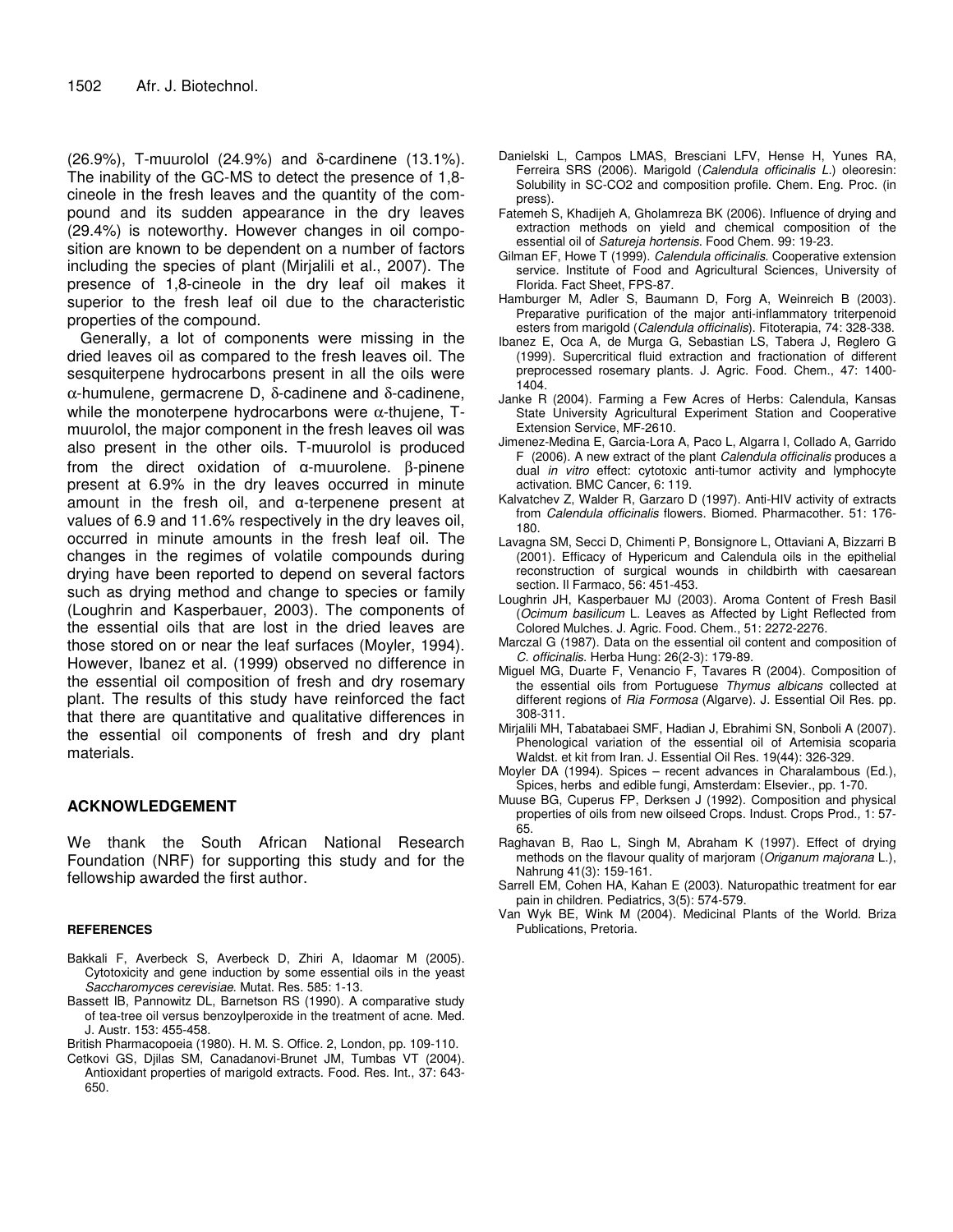(26.9%), T-muurolol (24.9%) and δ-cardinene (13.1%). The inability of the GC-MS to detect the presence of 1,8-cineole in the fresh leaves and the quantity of the compound and its sudden appearance in the dry leaves (29.4%) is noteworthy. However changes in oil composition are known to be dependent on a number of factors including the species of plant (Mirjalili et al., 2007). The presence of 1,8-cineole in the dry leaf oil makes it superior to the fresh leaf oil due to the characteristic properties of the compound.

Generally, a lot of components were missing in the dried leaves oil as compared to the fresh leaves oil. The sesquiterpene hydrocarbons present in all the oils were α-humulene, germacrene D, δ-cadinene and δ-cadinene, while the monoterpene hydrocarbons were α-thujene, T-muurolol, the major component in the fresh leaves oil was also present in the other oils. T-muurolol is produced from the direct oxidation of α-muurolene. β-pinene present at 6.9% in the dry leaves occurred in minute amount in the fresh oil, and α-terpenene present at values of 6.9 and 11.6% respectively in the dry leaves oil, occurred in minute amounts in the fresh leaf oil. The changes in the regimes of volatile compounds during drying have been reported to depend on several factors such as drying method and change to species or family (Loughrin and Kasperbauer, 2003). The components of the essential oils that are lost in the dried leaves are those stored on or near the leaf surfaces (Moyler, 1994). However, Ibanez et al. (1999) observed no difference in the essential oil composition of fresh and dry rosemary plant. The results of this study have reinforced the fact that there are quantitative and qualitative differences in the essential oil components of fresh and dry plant materials.

## ACKNOWLEDGEMENT

We thank the South African National Research Foundation (NRF) for supporting this study and for the fellowship awarded the first author.

## REFERENCES

Bakkali F, Averbeck S, Averbeck D, Zhiri A, Idaomar M (2005). Cytotoxicity and gene induction by some essential oils in the yeast *Saccharomyces cerevisiae*. Mutat. Res. 585: 1-13.

Bassett IB, Pannowitz DL, Barnetson RS (1990). A comparative study of tea-tree oil versus benzoylperoxide in the treatment of acne. Med. J. Austr. 153: 455-458.

British Pharmacopoeia (1980). H. M. S. Office. 2, London, pp. 109-110.

Cetkovi GS, Djilas SM, Canadanovi-Brunet JM, Tumbas VT (2004). Antioxidant properties of marigold extracts. Food. Res. Int., 37: 643-650.

Danielski L, Campos LMAS, Bresciani LFV, Hense H, Yunes RA, Ferreira SRS (2006). Marigold (*Calendula officinalis L.*) oleoresin: Solubility in SC-CO2 and composition profile. Chem. Eng. Proc. (in press).

Fatemeh S, Khadijeh A, Gholamreza BK (2006). Influence of drying and extraction methods on yield and chemical composition of the essential oil of *Satureja hortensis*. Food Chem. 99: 19-23.

Gilman EF, Howe T (1999). *Calendula officinalis*. Cooperative extension service. Institute of Food and Agricultural Sciences, University of Florida. Fact Sheet, FPS-87.

Hamburger M, Adler S, Baumann D, Forg A, Weinreich B (2003). Preparative purification of the major anti-inflammatory triterpenoid esters from marigold (*Calendula officinalis*). Fitoterapia, 74: 328-338.

Ibanez E, Oca A, de Murga G, Sebastian LS, Tabera J, Reglero G (1999). Supercritical fluid extraction and fractionation of different preprocessed rosemary plants. J. Agric. Food. Chem., 47: 1400-1404.

Janke R (2004). Farming a Few Acres of Herbs: Calendula, Kansas State University Agricultural Experiment Station and Cooperative Extension Service, MF-2610.

Jimenez-Medina E, Garcia-Lora A, Paco L, Algarra I, Collado A, Garrido F (2006). A new extract of the plant *Calendula officinalis* produces a dual *in vitro* effect: cytotoxic anti-tumor activity and lymphocyte activation. BMC Cancer, 6: 119.

Kalvatchev Z, Walder R, Garzaro D (1997). Anti-HIV activity of extracts from *Calendula officinalis* flowers. Biomed. Pharmacother. 51: 176-180.

Lavagna SM, Secci D, Chimenti P, Bonsignore L, Ottaviani A, Bizzarri B (2001). Efficacy of Hypericum and Calendula oils in the epithelial reconstruction of surgical wounds in childbirth with caesarean section. Il Farmaco, 56: 451-453.

Loughrin JH, Kasperbauer MJ (2003). Aroma Content of Fresh Basil (*Ocimum basilicum* L. Leaves as Affected by Light Reflected from Colored Mulches. J. Agric. Food. Chem., 51: 2272-2276.

Marczal G (1987). Data on the essential oil content and composition of *C. officinalis*. Herba Hung: 26(2-3): 179-89.

Miguel MG, Duarte F, Venancio F, Tavares R (2004). Composition of the essential oils from Portuguese *Thymus albicans* collected at different regions of *Ria Formosa* (Algarve). J. Essential Oil Res. pp. 308-311.

Mirjalili MH, Tabatabaei SMF, Hadian J, Ebrahimi SN, Sonboli A (2007). Phenological variation of the essential oil of Artemisia scoparia Waldst. et kit from Iran. J. Essential Oil Res. 19(44): 326-329.

Moyler DA (1994). Spices – recent advances in Charalambous (Ed.), Spices, herbs and edible fungi, Amsterdam: Elsevier., pp. 1-70.

Muuse BG, Cuperus FP, Derksen J (1992). Composition and physical properties of oils from new oilseed Crops. Indust. Crops Prod., 1: 57-65.

Raghavan B, Rao L, Singh M, Abraham K (1997). Effect of drying methods on the flavour quality of marjoram (*Origanum majorana* L.), Nahrung 41(3): 159-161.

Sarrell EM, Cohen HA, Kahan E (2003). Naturopathic treatment for ear pain in children. Pediatrics, 3(5): 574-579.

Van Wyk BE, Wink M (2004). Medicinal Plants of the World. Briza Publications, Pretoria.